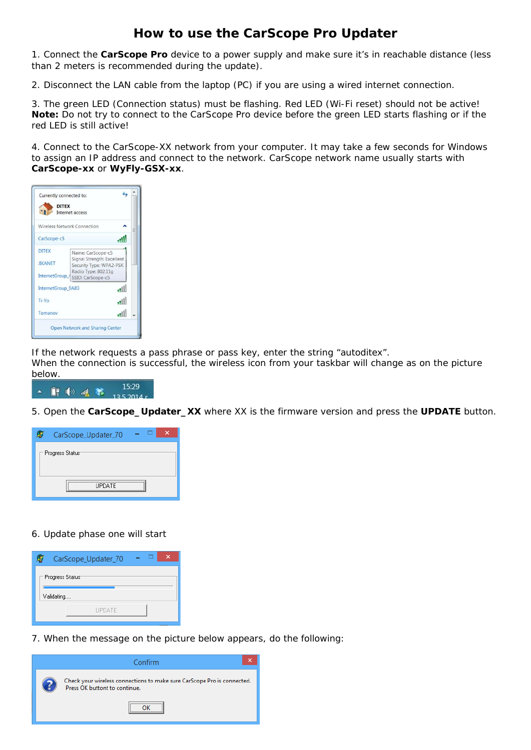# How to use the CarScope Pro Updater

1. Connect the **CarScope Pro** device to a power supply and make sure it's in reachable distance (less than 2 meters is recommended during the update).

2. Disconnect the LAN cable from the laptop (PC) if you are using a wired internet connection.

3. The green LED (Connection status) must be flashing. Red LED (Wi-Fi reset) should not be active! **Note:** Do not try to connect to the CarScope Pro device before the green LED starts flashing or if the red LED is still active!

4. Connect to the CarScope-XX network from your computer. It may take a few seconds for Windows to assign an IP address and connect to the network. CarScope network name usually starts with **CarScope-xx** or **WyFly-GSX-xx**.

If the network requests a pass phrase or pass key, enter the string "autoditex".
When the connection is successful, the wireless icon from your taskbar will change as on the picture below.

5. Open the **CarScope_ Updater_ XX** where XX is the firmware version and press the **UPDATE** button.

6. Update phase one will start

7. When the message on the picture below appears, do the following: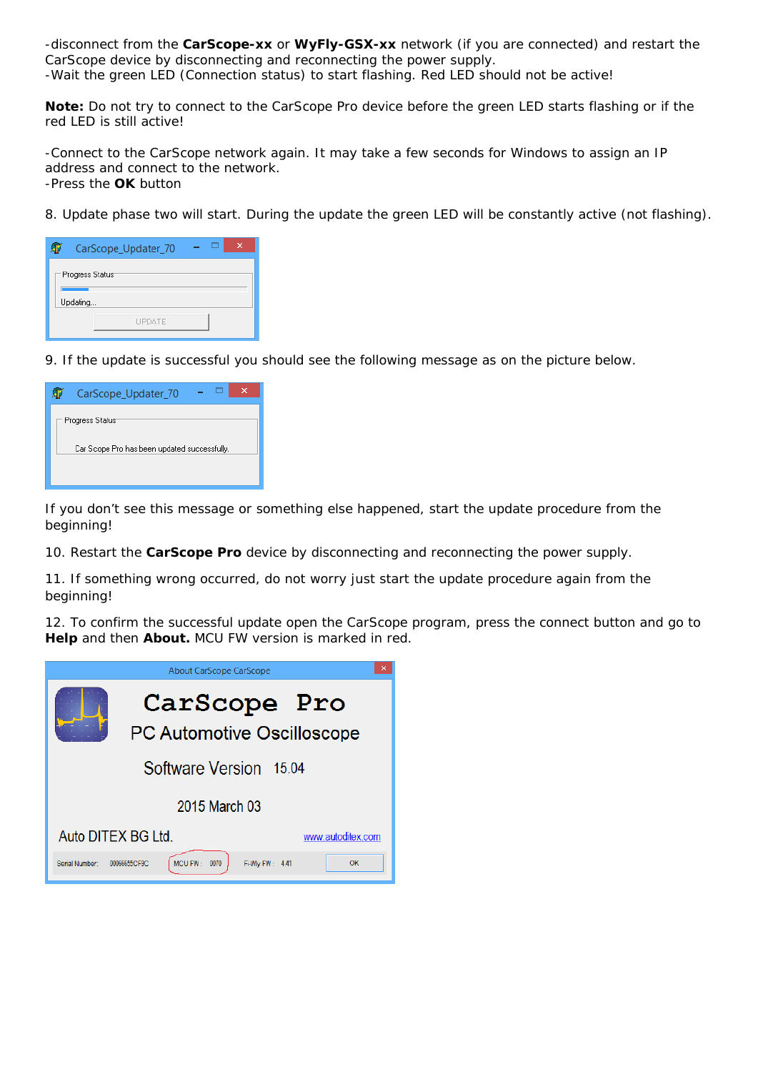-disconnect from the **CarScope-xx** or **WyFly-GSX-xx** network (if you are connected) and restart the CarScope device by disconnecting and reconnecting the power supply.
-Wait the green LED (Connection status) to start flashing. Red LED should not be active!

**Note:** Do not try to connect to the CarScope Pro device before the green LED starts flashing or if the red LED is still active!

-Connect to the CarScope network again. It may take a few seconds for Windows to assign an IP address and connect to the network.
-Press the **OK** button

8. Update phase two will start. During the update the green LED will be constantly active (not flashing).

CarScope_Updater_70

Progress Status

Updating...

UPDATE

9. If the update is successful you should see the following message as on the picture below.

CarScope_Updater_70

Progress Status

Car Scope Pro has been updated successfully.

If you don't see this message or something else happened, start the update procedure from the beginning!

10. Restart the **CarScope Pro** device by disconnecting and reconnecting the power supply.

11. If something wrong occurred, do not worry just start the update procedure again from the beginning!

12. To confirm the successful update open the CarScope program, press the connect button and go to **Help** and then **About.** MCU FW version is marked in red.

About CarScope CarScope

CarScope Pro

PC Automotive Oscilloscope

Software Version 15.04

2015 March 03

Auto DITEX BG Ltd. www.autoditex.com

Serial Number: 00066655CF9C MCU FW: 0070 Fi-Wy FW: 4.41 OK